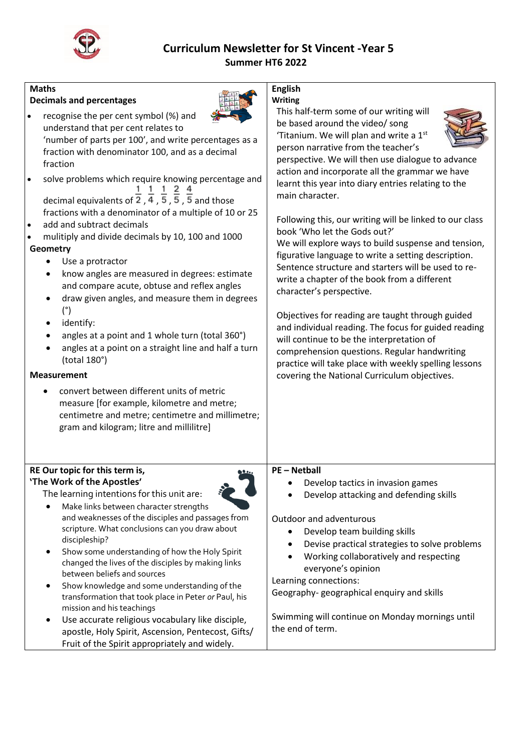# Curriculum Newsletter for St Vincent -Year 5

## Summer HT6 2022

### Maths

**Decimals and percentages**

- recognise the per cent symbol (%) and understand that per cent relates to 'number of parts per 100', and write percentages as a fraction with denominator 100, and as a decimal fraction
- solve problems which require knowing percentage and decimal equivalents of $\frac{1}{2}$, $\frac{1}{4}$, $\frac{1}{5}$, $\frac{2}{5}$, $\frac{4}{5}$ and those fractions with a denominator of a multiple of 10 or 25
- add and subtract decimals
- mulitiply and divide decimals by 10, 100 and 1000

**Geometry**

- Use a protractor
- know angles are measured in degrees: estimate and compare acute, obtuse and reflex angles
- draw given angles, and measure them in degrees (°)
- identify:
- angles at a point and 1 whole turn (total 360°)
- angles at a point on a straight line and half a turn (total 180°)

**Measurement**

- convert between different units of metric measure [for example, kilometre and metre; centimetre and metre; centimetre and millimetre; gram and kilogram; litre and millilitre]

### English

**Writing**

This half-term some of our writing will be based around the video/ song 'Titanium. We will plan and write a 1st person narrative from the teacher's perspective. We will then use dialogue to advance action and incorporate all the grammar we have learnt this year into diary entries relating to the main character.

Following this, our writing will be linked to our class book 'Who let the Gods out?'
We will explore ways to build suspense and tension, figurative language to write a setting description. Sentence structure and starters will be used to re-write a chapter of the book from a different character's perspective.

Objectives for reading are taught through guided and individual reading. The focus for guided reading will continue to be the interpretation of comprehension questions. Regular handwriting practice will take place with weekly spelling lessons covering the National Curriculum objectives.

### RE Our topic for this term is, 'The Work of the Apostles'

The learning intentions for this unit are:

- Make links between character strengths and weaknesses of the disciples and passages from scripture. What conclusions can you draw about discipleship?
- Show some understanding of how the Holy Spirit changed the lives of the disciples by making links between beliefs and sources
- Show knowledge and some understanding of the transformation that took place in Peter *or* Paul, his mission and his teachings
- Use accurate religious vocabulary like disciple, apostle, Holy Spirit, Ascension, Pentecost, Gifts/ Fruit of the Spirit appropriately and widely.

### PE – Netball

- Develop tactics in invasion games
- Develop attacking and defending skills

Outdoor and adventurous

- Develop team building skills
- Devise practical strategies to solve problems
- Working collaboratively and respecting everyone's opinion

Learning connections:
Geography- geographical enquiry and skills

Swimming will continue on Monday mornings until the end of term.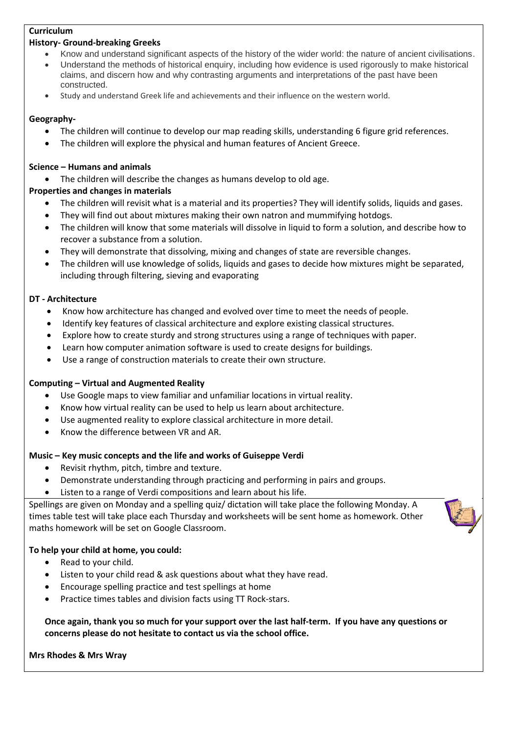**Curriculum**

**History- Ground-breaking Greeks**

- Know and understand significant aspects of the history of the wider world: the nature of ancient civilisations.
- Understand the methods of historical enquiry, including how evidence is used rigorously to make historical claims, and discern how and why contrasting arguments and interpretations of the past have been constructed.
- Study and understand Greek life and achievements and their influence on the western world.

**Geography-**

- The children will continue to develop our map reading skills, understanding 6 figure grid references.
- The children will explore the physical and human features of Ancient Greece.

**Science – Humans and animals**

- The children will describe the changes as humans develop to old age.

**Properties and changes in materials**

- The children will revisit what is a material and its properties? They will identify solids, liquids and gases.
- They will find out about mixtures making their own natron and mummifying hotdogs.
- The children will know that some materials will dissolve in liquid to form a solution, and describe how to recover a substance from a solution.
- They will demonstrate that dissolving, mixing and changes of state are reversible changes.
- The children will use knowledge of solids, liquids and gases to decide how mixtures might be separated, including through filtering, sieving and evaporating

**DT - Architecture**

- Know how architecture has changed and evolved over time to meet the needs of people.
- Identify key features of classical architecture and explore existing classical structures.
- Explore how to create sturdy and strong structures using a range of techniques with paper.
- Learn how computer animation software is used to create designs for buildings.
- Use a range of construction materials to create their own structure.

**Computing – Virtual and Augmented Reality**

- Use Google maps to view familiar and unfamiliar locations in virtual reality.
- Know how virtual reality can be used to help us learn about architecture.
- Use augmented reality to explore classical architecture in more detail.
- Know the difference between VR and AR.

**Music – Key music concepts and the life and works of Guiseppe Verdi**

- Revisit rhythm, pitch, timbre and texture.
- Demonstrate understanding through practicing and performing in pairs and groups.
- Listen to a range of Verdi compositions and learn about his life.

Spellings are given on Monday and a spelling quiz/ dictation will take place the following Monday. A times table test will take place each Thursday and worksheets will be sent home as homework. Other maths homework will be set on Google Classroom.

**To help your child at home, you could:**

- Read to your child.
- Listen to your child read & ask questions about what they have read.
- Encourage spelling practice and test spellings at home
- Practice times tables and division facts using TT Rock-stars.

**Once again, thank you so much for your support over the last half-term. If you have any questions or concerns please do not hesitate to contact us via the school office.**

**Mrs Rhodes & Mrs Wray**